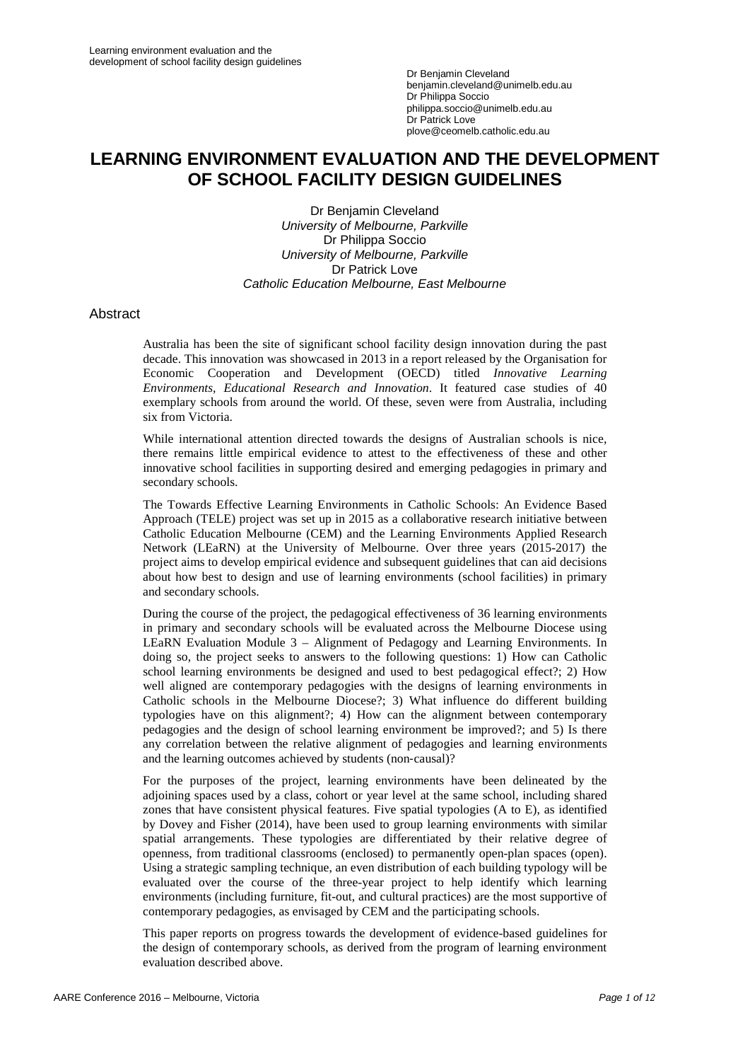Dr Benjamin Cleveland
benjamin.cleveland@unimelb.edu.au
Dr Philippa Soccio
philippa.soccio@unimelb.edu.au
Dr Patrick Love
plove@ceomelb.catholic.edu.au

# LEARNING ENVIRONMENT EVALUATION AND THE DEVELOPMENT OF SCHOOL FACILITY DESIGN GUIDELINES

Dr Benjamin Cleveland
*University of Melbourne, Parkville*
Dr Philippa Soccio
*University of Melbourne, Parkville*
Dr Patrick Love
*Catholic Education Melbourne, East Melbourne*

## Abstract

Australia has been the site of significant school facility design innovation during the past decade. This innovation was showcased in 2013 in a report released by the Organisation for Economic Cooperation and Development (OECD) titled *Innovative Learning Environments, Educational Research and Innovation*. It featured case studies of 40 exemplary schools from around the world. Of these, seven were from Australia, including six from Victoria.

While international attention directed towards the designs of Australian schools is nice, there remains little empirical evidence to attest to the effectiveness of these and other innovative school facilities in supporting desired and emerging pedagogies in primary and secondary schools.

The Towards Effective Learning Environments in Catholic Schools: An Evidence Based Approach (TELE) project was set up in 2015 as a collaborative research initiative between Catholic Education Melbourne (CEM) and the Learning Environments Applied Research Network (LEaRN) at the University of Melbourne. Over three years (2015-2017) the project aims to develop empirical evidence and subsequent guidelines that can aid decisions about how best to design and use of learning environments (school facilities) in primary and secondary schools.

During the course of the project, the pedagogical effectiveness of 36 learning environments in primary and secondary schools will be evaluated across the Melbourne Diocese using LEaRN Evaluation Module 3 – Alignment of Pedagogy and Learning Environments. In doing so, the project seeks to answers to the following questions: 1) How can Catholic school learning environments be designed and used to best pedagogical effect?; 2) How well aligned are contemporary pedagogies with the designs of learning environments in Catholic schools in the Melbourne Diocese?; 3) What influence do different building typologies have on this alignment?; 4) How can the alignment between contemporary pedagogies and the design of school learning environment be improved?; and 5) Is there any correlation between the relative alignment of pedagogies and learning environments and the learning outcomes achieved by students (non-causal)?

For the purposes of the project, learning environments have been delineated by the adjoining spaces used by a class, cohort or year level at the same school, including shared zones that have consistent physical features. Five spatial typologies (A to E), as identified by Dovey and Fisher (2014), have been used to group learning environments with similar spatial arrangements. These typologies are differentiated by their relative degree of openness, from traditional classrooms (enclosed) to permanently open-plan spaces (open). Using a strategic sampling technique, an even distribution of each building typology will be evaluated over the course of the three-year project to help identify which learning environments (including furniture, fit-out, and cultural practices) are the most supportive of contemporary pedagogies, as envisaged by CEM and the participating schools.

This paper reports on progress towards the development of evidence-based guidelines for the design of contemporary schools, as derived from the program of learning environment evaluation described above.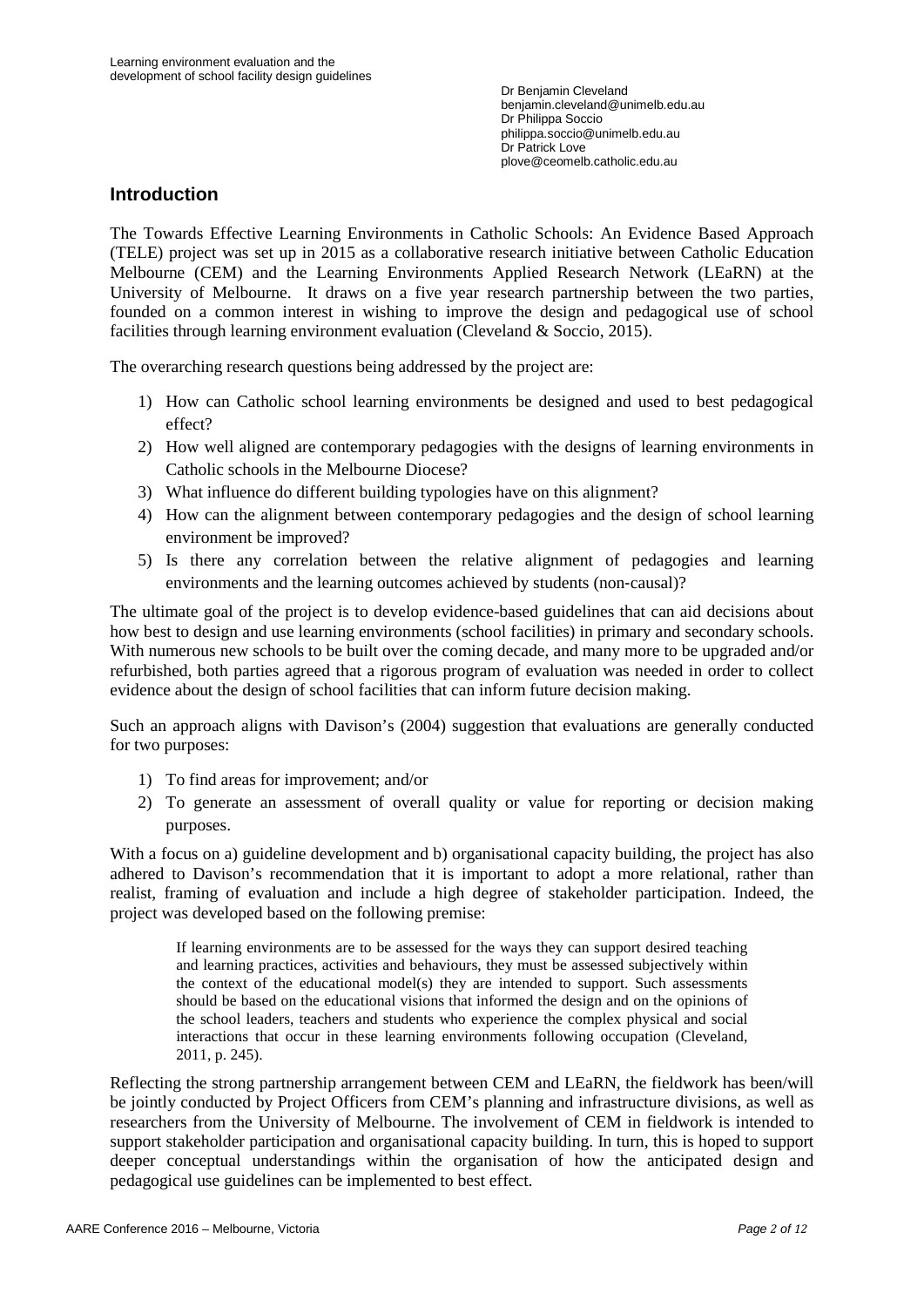Dr Benjamin Cleveland
benjamin.cleveland@unimelb.edu.au
Dr Philippa Soccio
philippa.soccio@unimelb.edu.au
Dr Patrick Love
plove@ceomelb.catholic.edu.au

## Introduction

The Towards Effective Learning Environments in Catholic Schools: An Evidence Based Approach (TELE) project was set up in 2015 as a collaborative research initiative between Catholic Education Melbourne (CEM) and the Learning Environments Applied Research Network (LEaRN) at the University of Melbourne. It draws on a five year research partnership between the two parties, founded on a common interest in wishing to improve the design and pedagogical use of school facilities through learning environment evaluation (Cleveland & Soccio, 2015).

The overarching research questions being addressed by the project are:

1) How can Catholic school learning environments be designed and used to best pedagogical effect?
2) How well aligned are contemporary pedagogies with the designs of learning environments in Catholic schools in the Melbourne Diocese?
3) What influence do different building typologies have on this alignment?
4) How can the alignment between contemporary pedagogies and the design of school learning environment be improved?
5) Is there any correlation between the relative alignment of pedagogies and learning environments and the learning outcomes achieved by students (non-causal)?

The ultimate goal of the project is to develop evidence-based guidelines that can aid decisions about how best to design and use learning environments (school facilities) in primary and secondary schools. With numerous new schools to be built over the coming decade, and many more to be upgraded and/or refurbished, both parties agreed that a rigorous program of evaluation was needed in order to collect evidence about the design of school facilities that can inform future decision making.

Such an approach aligns with Davison's (2004) suggestion that evaluations are generally conducted for two purposes:

1) To find areas for improvement; and/or
2) To generate an assessment of overall quality or value for reporting or decision making purposes.

With a focus on a) guideline development and b) organisational capacity building, the project has also adhered to Davison's recommendation that it is important to adopt a more relational, rather than realist, framing of evaluation and include a high degree of stakeholder participation. Indeed, the project was developed based on the following premise:

> If learning environments are to be assessed for the ways they can support desired teaching and learning practices, activities and behaviours, they must be assessed subjectively within the context of the educational model(s) they are intended to support. Such assessments should be based on the educational visions that informed the design and on the opinions of the school leaders, teachers and students who experience the complex physical and social interactions that occur in these learning environments following occupation (Cleveland, 2011, p. 245).

Reflecting the strong partnership arrangement between CEM and LEaRN, the fieldwork has been/will be jointly conducted by Project Officers from CEM's planning and infrastructure divisions, as well as researchers from the University of Melbourne. The involvement of CEM in fieldwork is intended to support stakeholder participation and organisational capacity building. In turn, this is hoped to support deeper conceptual understandings within the organisation of how the anticipated design and pedagogical use guidelines can be implemented to best effect.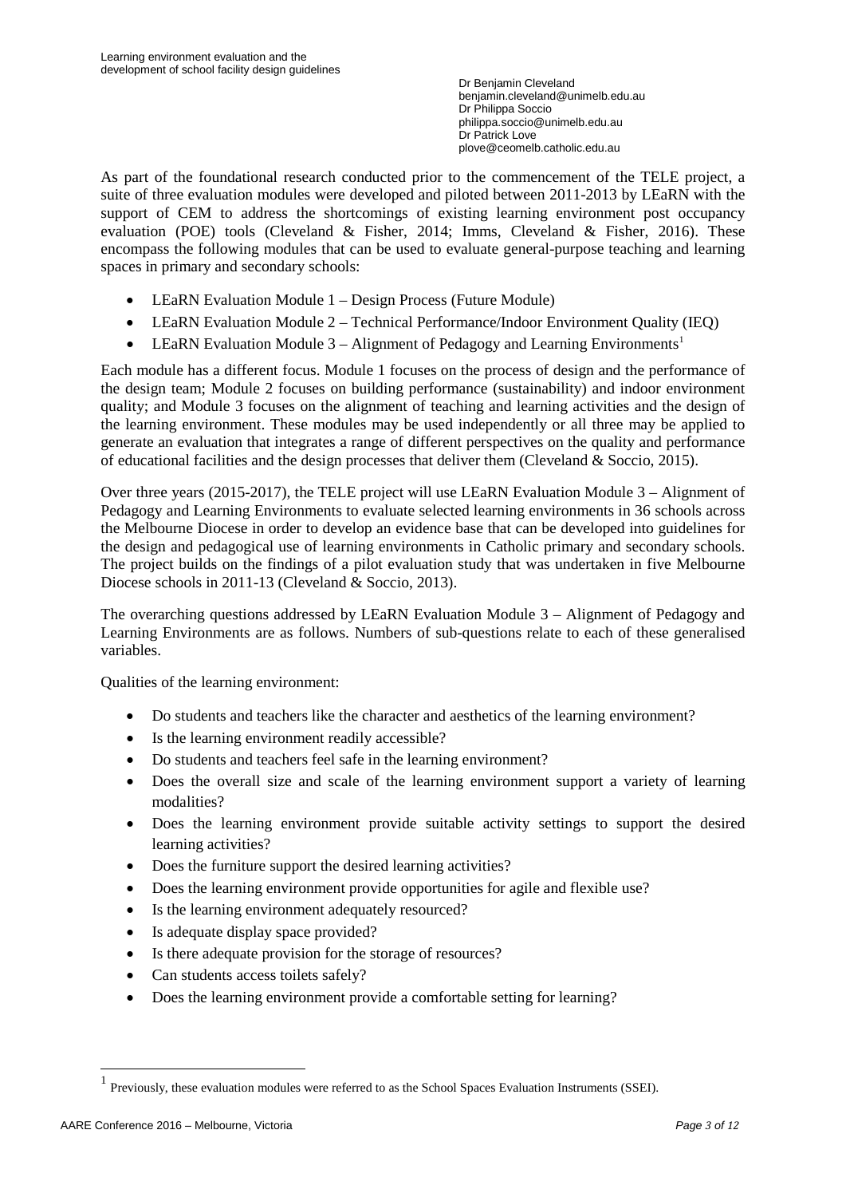As part of the foundational research conducted prior to the commencement of the TELE project, a suite of three evaluation modules were developed and piloted between 2011-2013 by LEaRN with the support of CEM to address the shortcomings of existing learning environment post occupancy evaluation (POE) tools (Cleveland & Fisher, 2014; Imms, Cleveland & Fisher, 2016). These encompass the following modules that can be used to evaluate general-purpose teaching and learning spaces in primary and secondary schools:

- LEaRN Evaluation Module 1 – Design Process (Future Module)
- LEaRN Evaluation Module 2 – Technical Performance/Indoor Environment Quality (IEQ)
- LEaRN Evaluation Module 3 – Alignment of Pedagogy and Learning Environments[1]

Each module has a different focus. Module 1 focuses on the process of design and the performance of the design team; Module 2 focuses on building performance (sustainability) and indoor environment quality; and Module 3 focuses on the alignment of teaching and learning activities and the design of the learning environment. These modules may be used independently or all three may be applied to generate an evaluation that integrates a range of different perspectives on the quality and performance of educational facilities and the design processes that deliver them (Cleveland & Soccio, 2015).

Over three years (2015-2017), the TELE project will use LEaRN Evaluation Module 3 – Alignment of Pedagogy and Learning Environments to evaluate selected learning environments in 36 schools across the Melbourne Diocese in order to develop an evidence base that can be developed into guidelines for the design and pedagogical use of learning environments in Catholic primary and secondary schools. The project builds on the findings of a pilot evaluation study that was undertaken in five Melbourne Diocese schools in 2011-13 (Cleveland & Soccio, 2013).

The overarching questions addressed by LEaRN Evaluation Module 3 – Alignment of Pedagogy and Learning Environments are as follows. Numbers of sub-questions relate to each of these generalised variables.

Qualities of the learning environment:

- Do students and teachers like the character and aesthetics of the learning environment?
- Is the learning environment readily accessible?
- Do students and teachers feel safe in the learning environment?
- Does the overall size and scale of the learning environment support a variety of learning modalities?
- Does the learning environment provide suitable activity settings to support the desired learning activities?
- Does the furniture support the desired learning activities?
- Does the learning environment provide opportunities for agile and flexible use?
- Is the learning environment adequately resourced?
- Is adequate display space provided?
- Is there adequate provision for the storage of resources?
- Can students access toilets safely?
- Does the learning environment provide a comfortable setting for learning?

[1] Previously, these evaluation modules were referred to as the School Spaces Evaluation Instruments (SSEI).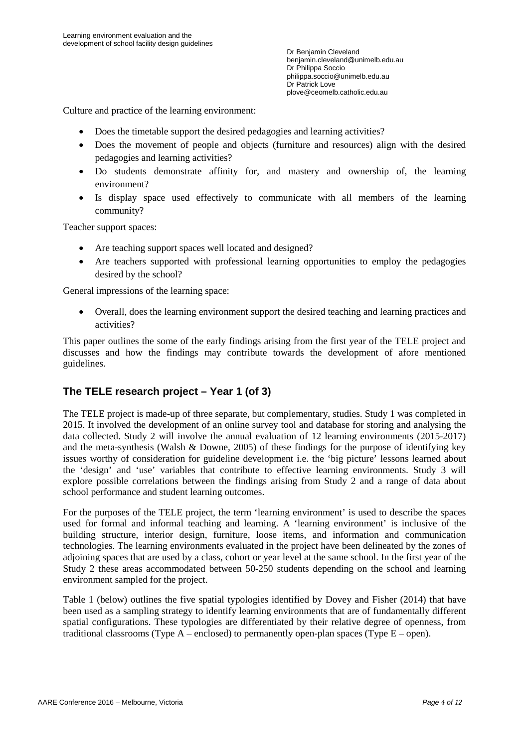Culture and practice of the learning environment:

- Does the timetable support the desired pedagogies and learning activities?
- Does the movement of people and objects (furniture and resources) align with the desired pedagogies and learning activities?
- Do students demonstrate affinity for, and mastery and ownership of, the learning environment?
- Is display space used effectively to communicate with all members of the learning community?

Teacher support spaces:

- Are teaching support spaces well located and designed?
- Are teachers supported with professional learning opportunities to employ the pedagogies desired by the school?

General impressions of the learning space:

- Overall, does the learning environment support the desired teaching and learning practices and activities?

This paper outlines the some of the early findings arising from the first year of the TELE project and discusses and how the findings may contribute towards the development of afore mentioned guidelines.

## The TELE research project – Year 1 (of 3)

The TELE project is made-up of three separate, but complementary, studies. Study 1 was completed in 2015. It involved the development of an online survey tool and database for storing and analysing the data collected. Study 2 will involve the annual evaluation of 12 learning environments (2015-2017) and the meta-synthesis (Walsh & Downe, 2005) of these findings for the purpose of identifying key issues worthy of consideration for guideline development i.e. the 'big picture' lessons learned about the 'design' and 'use' variables that contribute to effective learning environments. Study 3 will explore possible correlations between the findings arising from Study 2 and a range of data about school performance and student learning outcomes.

For the purposes of the TELE project, the term 'learning environment' is used to describe the spaces used for formal and informal teaching and learning. A 'learning environment' is inclusive of the building structure, interior design, furniture, loose items, and information and communication technologies. The learning environments evaluated in the project have been delineated by the zones of adjoining spaces that are used by a class, cohort or year level at the same school. In the first year of the Study 2 these areas accommodated between 50-250 students depending on the school and learning environment sampled for the project.

Table 1 (below) outlines the five spatial typologies identified by Dovey and Fisher (2014) that have been used as a sampling strategy to identify learning environments that are of fundamentally different spatial configurations. These typologies are differentiated by their relative degree of openness, from traditional classrooms (Type A – enclosed) to permanently open-plan spaces (Type E – open).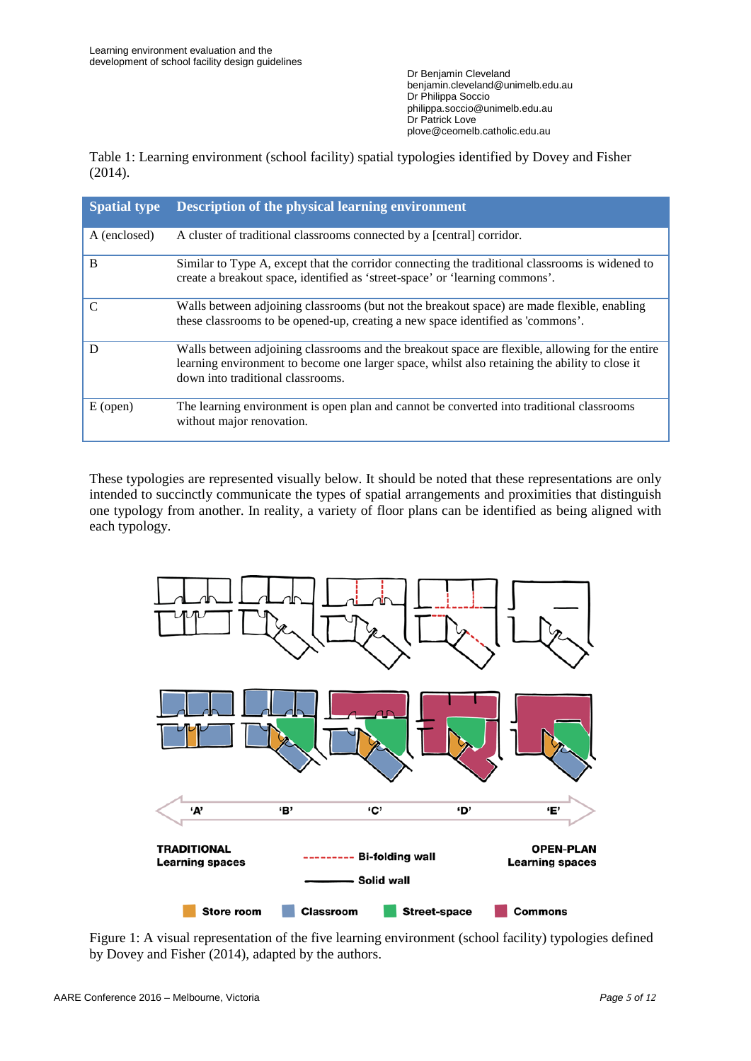Table 1: Learning environment (school facility) spatial typologies identified by Dovey and Fisher (2014).

| Spatial type | Description of the physical learning environment |
| --- | --- |
| A (enclosed) | A cluster of traditional classrooms connected by a [central] corridor. |
| B | Similar to Type A, except that the corridor connecting the traditional classrooms is widened to create a breakout space, identified as 'street-space' or 'learning commons'. |
| C | Walls between adjoining classrooms (but not the breakout space) are made flexible, enabling these classrooms to be opened-up, creating a new space identified as 'commons'. |
| D | Walls between adjoining classrooms and the breakout space are flexible, allowing for the entire learning environment to become one larger space, whilst also retaining the ability to close it down into traditional classrooms. |
| E (open) | The learning environment is open plan and cannot be converted into traditional classrooms without major renovation. |

These typologies are represented visually below. It should be noted that these representations are only intended to succinctly communicate the types of spatial arrangements and proximities that distinguish one typology from another. In reality, a variety of floor plans can be identified as being aligned with each typology.

'A' 'B' 'C' 'D' 'E'

TRADITIONAL Learning spaces — Bi-folding wall — Solid wall — OPEN-PLAN Learning spaces

Store room | Classroom | Street-space | Commons

Figure 1: A visual representation of the five learning environment (school facility) typologies defined by Dovey and Fisher (2014), adapted by the authors.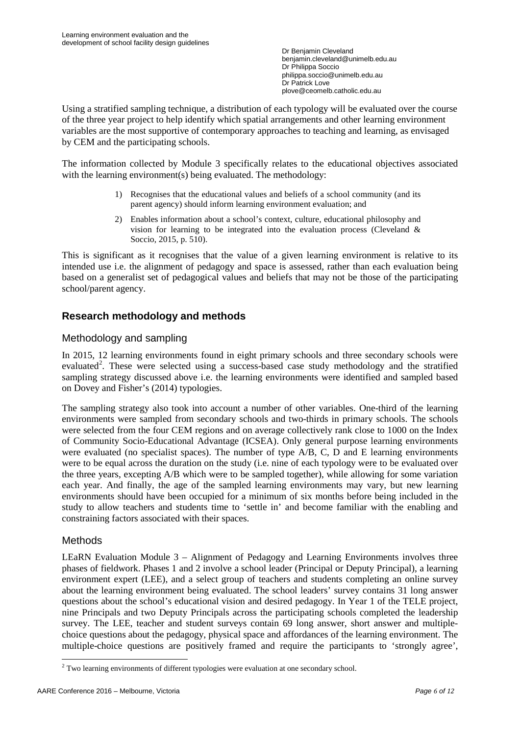Using a stratified sampling technique, a distribution of each typology will be evaluated over the course of the three year project to help identify which spatial arrangements and other learning environment variables are the most supportive of contemporary approaches to teaching and learning, as envisaged by CEM and the participating schools.

The information collected by Module 3 specifically relates to the educational objectives associated with the learning environment(s) being evaluated. The methodology:

1) Recognises that the educational values and beliefs of a school community (and its parent agency) should inform learning environment evaluation; and
2) Enables information about a school's context, culture, educational philosophy and vision for learning to be integrated into the evaluation process (Cleveland & Soccio, 2015, p. 510).

This is significant as it recognises that the value of a given learning environment is relative to its intended use i.e. the alignment of pedagogy and space is assessed, rather than each evaluation being based on a generalist set of pedagogical values and beliefs that may not be those of the participating school/parent agency.

## Research methodology and methods

### Methodology and sampling

In 2015, 12 learning environments found in eight primary schools and three secondary schools were evaluated[2]. These were selected using a success-based case study methodology and the stratified sampling strategy discussed above i.e. the learning environments were identified and sampled based on Dovey and Fisher's (2014) typologies.

The sampling strategy also took into account a number of other variables. One-third of the learning environments were sampled from secondary schools and two-thirds in primary schools. The schools were selected from the four CEM regions and on average collectively rank close to 1000 on the Index of Community Socio-Educational Advantage (ICSEA). Only general purpose learning environments were evaluated (no specialist spaces). The number of type A/B, C, D and E learning environments were to be equal across the duration on the study (i.e. nine of each typology were to be evaluated over the three years, excepting A/B which were to be sampled together), while allowing for some variation each year. And finally, the age of the sampled learning environments may vary, but new learning environments should have been occupied for a minimum of six months before being included in the study to allow teachers and students time to 'settle in' and become familiar with the enabling and constraining factors associated with their spaces.

### Methods

LEaRN Evaluation Module 3 – Alignment of Pedagogy and Learning Environments involves three phases of fieldwork. Phases 1 and 2 involve a school leader (Principal or Deputy Principal), a learning environment expert (LEE), and a select group of teachers and students completing an online survey about the learning environment being evaluated. The school leaders' survey contains 31 long answer questions about the school's educational vision and desired pedagogy. In Year 1 of the TELE project, nine Principals and two Deputy Principals across the participating schools completed the leadership survey. The LEE, teacher and student surveys contain 69 long answer, short answer and multiple-choice questions about the pedagogy, physical space and affordances of the learning environment. The multiple-choice questions are positively framed and require the participants to 'strongly agree',

[2] Two learning environments of different typologies were evaluation at one secondary school.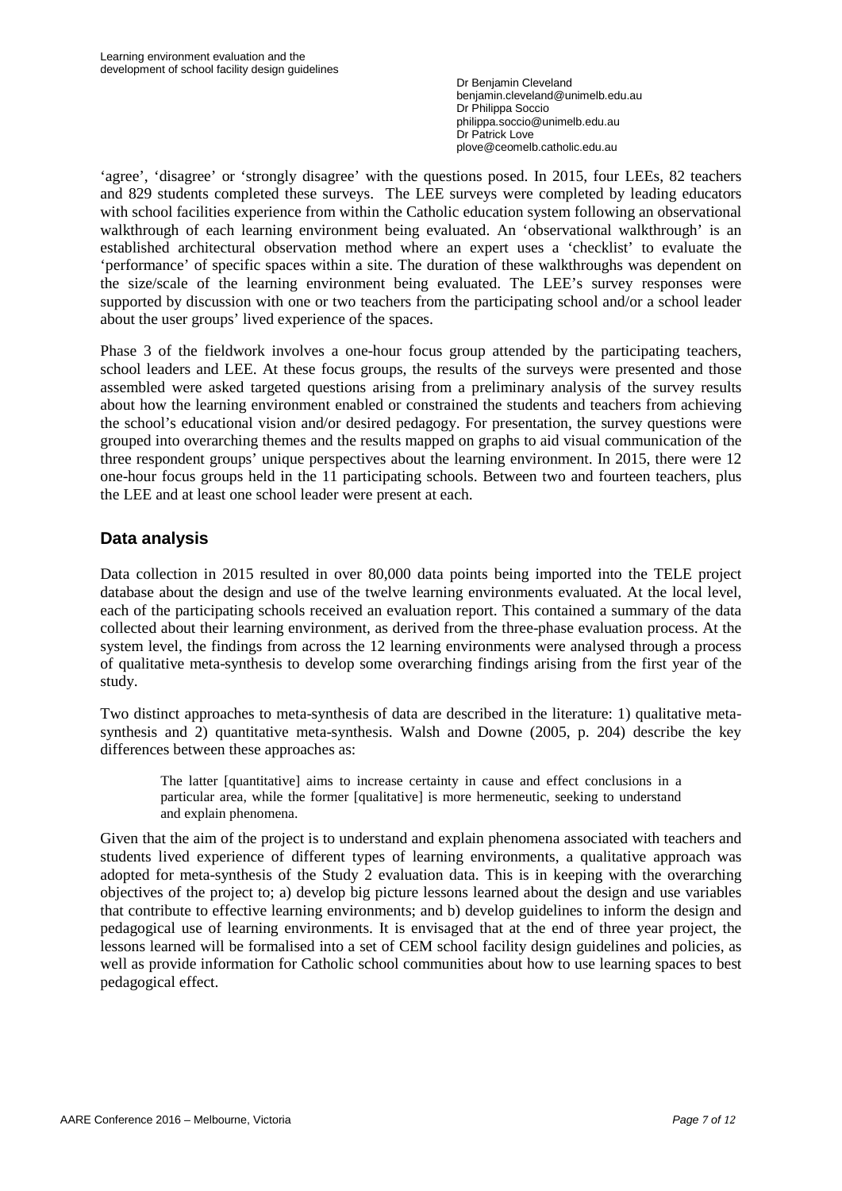'agree', 'disagree' or 'strongly disagree' with the questions posed. In 2015, four LEEs, 82 teachers and 829 students completed these surveys. The LEE surveys were completed by leading educators with school facilities experience from within the Catholic education system following an observational walkthrough of each learning environment being evaluated. An 'observational walkthrough' is an established architectural observation method where an expert uses a 'checklist' to evaluate the 'performance' of specific spaces within a site. The duration of these walkthroughs was dependent on the size/scale of the learning environment being evaluated. The LEE's survey responses were supported by discussion with one or two teachers from the participating school and/or a school leader about the user groups' lived experience of the spaces.

Phase 3 of the fieldwork involves a one-hour focus group attended by the participating teachers, school leaders and LEE. At these focus groups, the results of the surveys were presented and those assembled were asked targeted questions arising from a preliminary analysis of the survey results about how the learning environment enabled or constrained the students and teachers from achieving the school's educational vision and/or desired pedagogy. For presentation, the survey questions were grouped into overarching themes and the results mapped on graphs to aid visual communication of the three respondent groups' unique perspectives about the learning environment. In 2015, there were 12 one-hour focus groups held in the 11 participating schools. Between two and fourteen teachers, plus the LEE and at least one school leader were present at each.

## Data analysis

Data collection in 2015 resulted in over 80,000 data points being imported into the TELE project database about the design and use of the twelve learning environments evaluated. At the local level, each of the participating schools received an evaluation report. This contained a summary of the data collected about their learning environment, as derived from the three-phase evaluation process. At the system level, the findings from across the 12 learning environments were analysed through a process of qualitative meta-synthesis to develop some overarching findings arising from the first year of the study.

Two distinct approaches to meta-synthesis of data are described in the literature: 1) qualitative meta-synthesis and 2) quantitative meta-synthesis. Walsh and Downe (2005, p. 204) describe the key differences between these approaches as:

> The latter [quantitative] aims to increase certainty in cause and effect conclusions in a particular area, while the former [qualitative] is more hermeneutic, seeking to understand and explain phenomena.

Given that the aim of the project is to understand and explain phenomena associated with teachers and students lived experience of different types of learning environments, a qualitative approach was adopted for meta-synthesis of the Study 2 evaluation data. This is in keeping with the overarching objectives of the project to; a) develop big picture lessons learned about the design and use variables that contribute to effective learning environments; and b) develop guidelines to inform the design and pedagogical use of learning environments. It is envisaged that at the end of three year project, the lessons learned will be formalised into a set of CEM school facility design guidelines and policies, as well as provide information for Catholic school communities about how to use learning spaces to best pedagogical effect.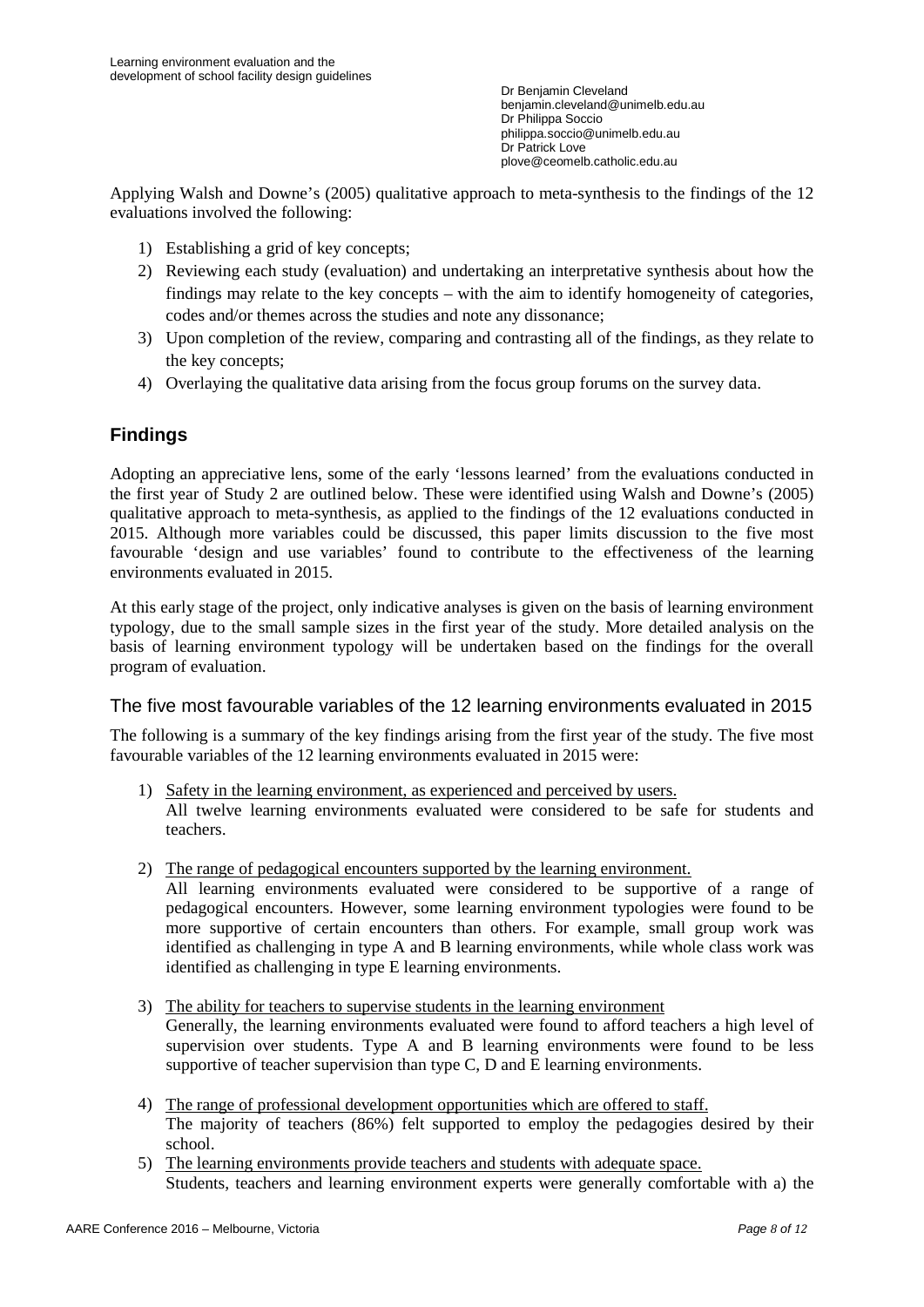Applying Walsh and Downe's (2005) qualitative approach to meta-synthesis to the findings of the 12 evaluations involved the following:

1) Establishing a grid of key concepts;
2) Reviewing each study (evaluation) and undertaking an interpretative synthesis about how the findings may relate to the key concepts – with the aim to identify homogeneity of categories, codes and/or themes across the studies and note any dissonance;
3) Upon completion of the review, comparing and contrasting all of the findings, as they relate to the key concepts;
4) Overlaying the qualitative data arising from the focus group forums on the survey data.

## Findings

Adopting an appreciative lens, some of the early 'lessons learned' from the evaluations conducted in the first year of Study 2 are outlined below. These were identified using Walsh and Downe's (2005) qualitative approach to meta-synthesis, as applied to the findings of the 12 evaluations conducted in 2015. Although more variables could be discussed, this paper limits discussion to the five most favourable 'design and use variables' found to contribute to the effectiveness of the learning environments evaluated in 2015.

At this early stage of the project, only indicative analyses is given on the basis of learning environment typology, due to the small sample sizes in the first year of the study. More detailed analysis on the basis of learning environment typology will be undertaken based on the findings for the overall program of evaluation.

### The five most favourable variables of the 12 learning environments evaluated in 2015

The following is a summary of the key findings arising from the first year of the study. The five most favourable variables of the 12 learning environments evaluated in 2015 were:

1) Safety in the learning environment, as experienced and perceived by users.
   All twelve learning environments evaluated were considered to be safe for students and teachers.

2) The range of pedagogical encounters supported by the learning environment.
   All learning environments evaluated were considered to be supportive of a range of pedagogical encounters. However, some learning environment typologies were found to be more supportive of certain encounters than others. For example, small group work was identified as challenging in type A and B learning environments, while whole class work was identified as challenging in type E learning environments.

3) The ability for teachers to supervise students in the learning environment
   Generally, the learning environments evaluated were found to afford teachers a high level of supervision over students. Type A and B learning environments were found to be less supportive of teacher supervision than type C, D and E learning environments.

4) The range of professional development opportunities which are offered to staff.
   The majority of teachers (86%) felt supported to employ the pedagogies desired by their school.

5) The learning environments provide teachers and students with adequate space.
   Students, teachers and learning environment experts were generally comfortable with a) the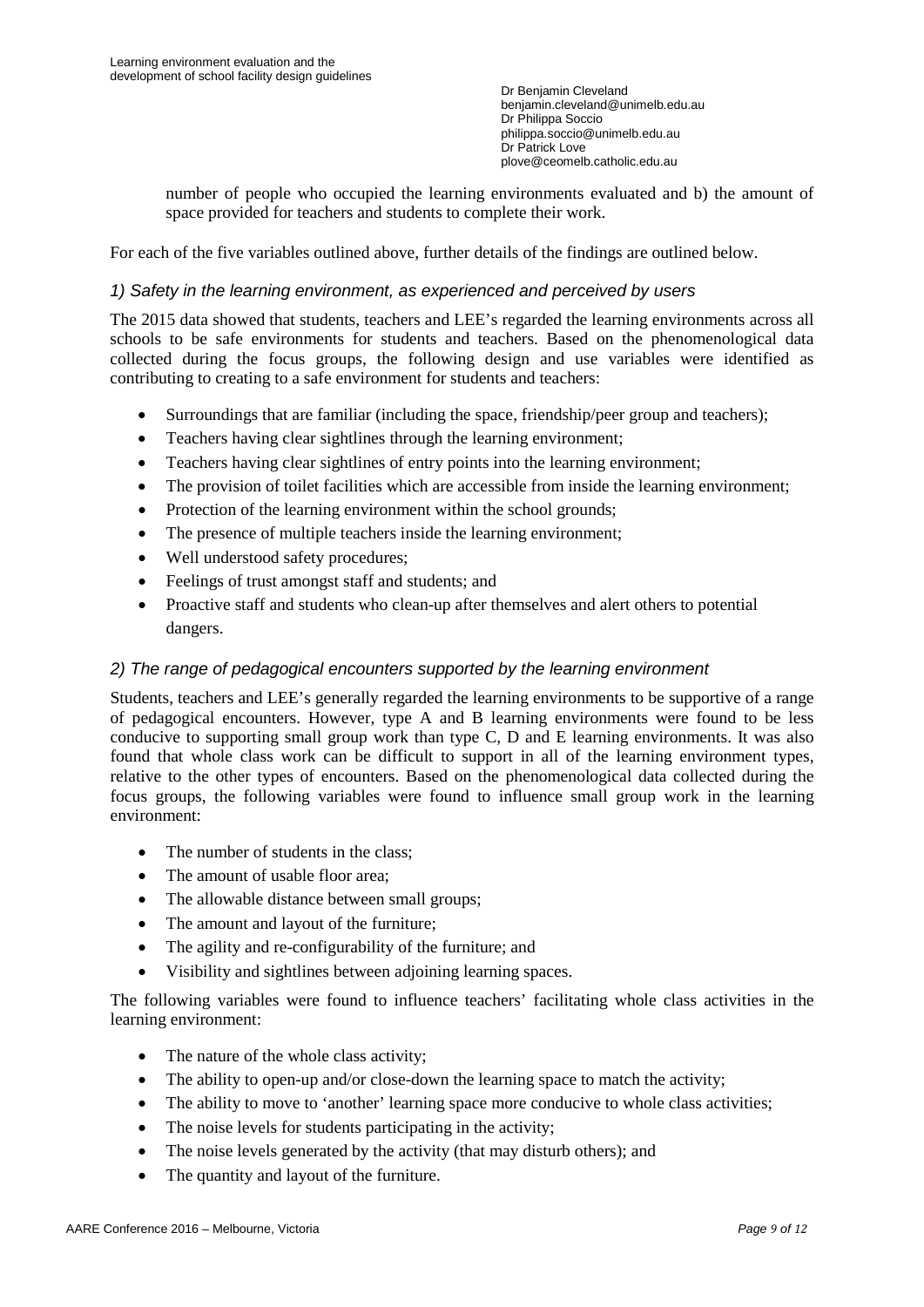number of people who occupied the learning environments evaluated and b) the amount of space provided for teachers and students to complete their work.

For each of the five variables outlined above, further details of the findings are outlined below.

### *1) Safety in the learning environment, as experienced and perceived by users*

The 2015 data showed that students, teachers and LEE's regarded the learning environments across all schools to be safe environments for students and teachers. Based on the phenomenological data collected during the focus groups, the following design and use variables were identified as contributing to creating to a safe environment for students and teachers:

- Surroundings that are familiar (including the space, friendship/peer group and teachers);
- Teachers having clear sightlines through the learning environment;
- Teachers having clear sightlines of entry points into the learning environment;
- The provision of toilet facilities which are accessible from inside the learning environment;
- Protection of the learning environment within the school grounds;
- The presence of multiple teachers inside the learning environment;
- Well understood safety procedures;
- Feelings of trust amongst staff and students; and
- Proactive staff and students who clean-up after themselves and alert others to potential dangers.

### *2) The range of pedagogical encounters supported by the learning environment*

Students, teachers and LEE's generally regarded the learning environments to be supportive of a range of pedagogical encounters. However, type A and B learning environments were found to be less conducive to supporting small group work than type C, D and E learning environments. It was also found that whole class work can be difficult to support in all of the learning environment types, relative to the other types of encounters. Based on the phenomenological data collected during the focus groups, the following variables were found to influence small group work in the learning environment:

- The number of students in the class;
- The amount of usable floor area;
- The allowable distance between small groups;
- The amount and layout of the furniture;
- The agility and re-configurability of the furniture; and
- Visibility and sightlines between adjoining learning spaces.

The following variables were found to influence teachers' facilitating whole class activities in the learning environment:

- The nature of the whole class activity;
- The ability to open-up and/or close-down the learning space to match the activity;
- The ability to move to 'another' learning space more conducive to whole class activities;
- The noise levels for students participating in the activity;
- The noise levels generated by the activity (that may disturb others); and
- The quantity and layout of the furniture.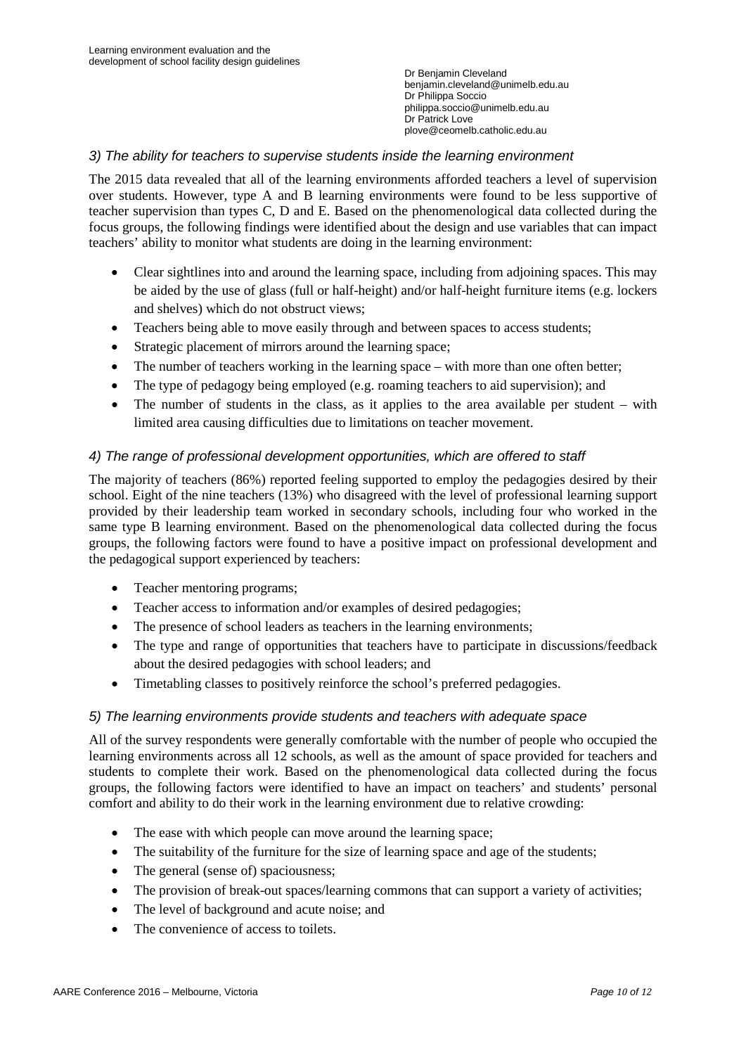### *3) The ability for teachers to supervise students inside the learning environment*

The 2015 data revealed that all of the learning environments afforded teachers a level of supervision over students. However, type A and B learning environments were found to be less supportive of teacher supervision than types C, D and E. Based on the phenomenological data collected during the focus groups, the following findings were identified about the design and use variables that can impact teachers' ability to monitor what students are doing in the learning environment:

- Clear sightlines into and around the learning space, including from adjoining spaces. This may be aided by the use of glass (full or half-height) and/or half-height furniture items (e.g. lockers and shelves) which do not obstruct views;
- Teachers being able to move easily through and between spaces to access students;
- Strategic placement of mirrors around the learning space;
- The number of teachers working in the learning space – with more than one often better;
- The type of pedagogy being employed (e.g. roaming teachers to aid supervision); and
- The number of students in the class, as it applies to the area available per student – with limited area causing difficulties due to limitations on teacher movement.

### *4) The range of professional development opportunities, which are offered to staff*

The majority of teachers (86%) reported feeling supported to employ the pedagogies desired by their school. Eight of the nine teachers (13%) who disagreed with the level of professional learning support provided by their leadership team worked in secondary schools, including four who worked in the same type B learning environment. Based on the phenomenological data collected during the focus groups, the following factors were found to have a positive impact on professional development and the pedagogical support experienced by teachers:

- Teacher mentoring programs;
- Teacher access to information and/or examples of desired pedagogies;
- The presence of school leaders as teachers in the learning environments;
- The type and range of opportunities that teachers have to participate in discussions/feedback about the desired pedagogies with school leaders; and
- Timetabling classes to positively reinforce the school's preferred pedagogies.

### *5) The learning environments provide students and teachers with adequate space*

All of the survey respondents were generally comfortable with the number of people who occupied the learning environments across all 12 schools, as well as the amount of space provided for teachers and students to complete their work. Based on the phenomenological data collected during the focus groups, the following factors were identified to have an impact on teachers' and students' personal comfort and ability to do their work in the learning environment due to relative crowding:

- The ease with which people can move around the learning space;
- The suitability of the furniture for the size of learning space and age of the students;
- The general (sense of) spaciousness;
- The provision of break-out spaces/learning commons that can support a variety of activities;
- The level of background and acute noise; and
- The convenience of access to toilets.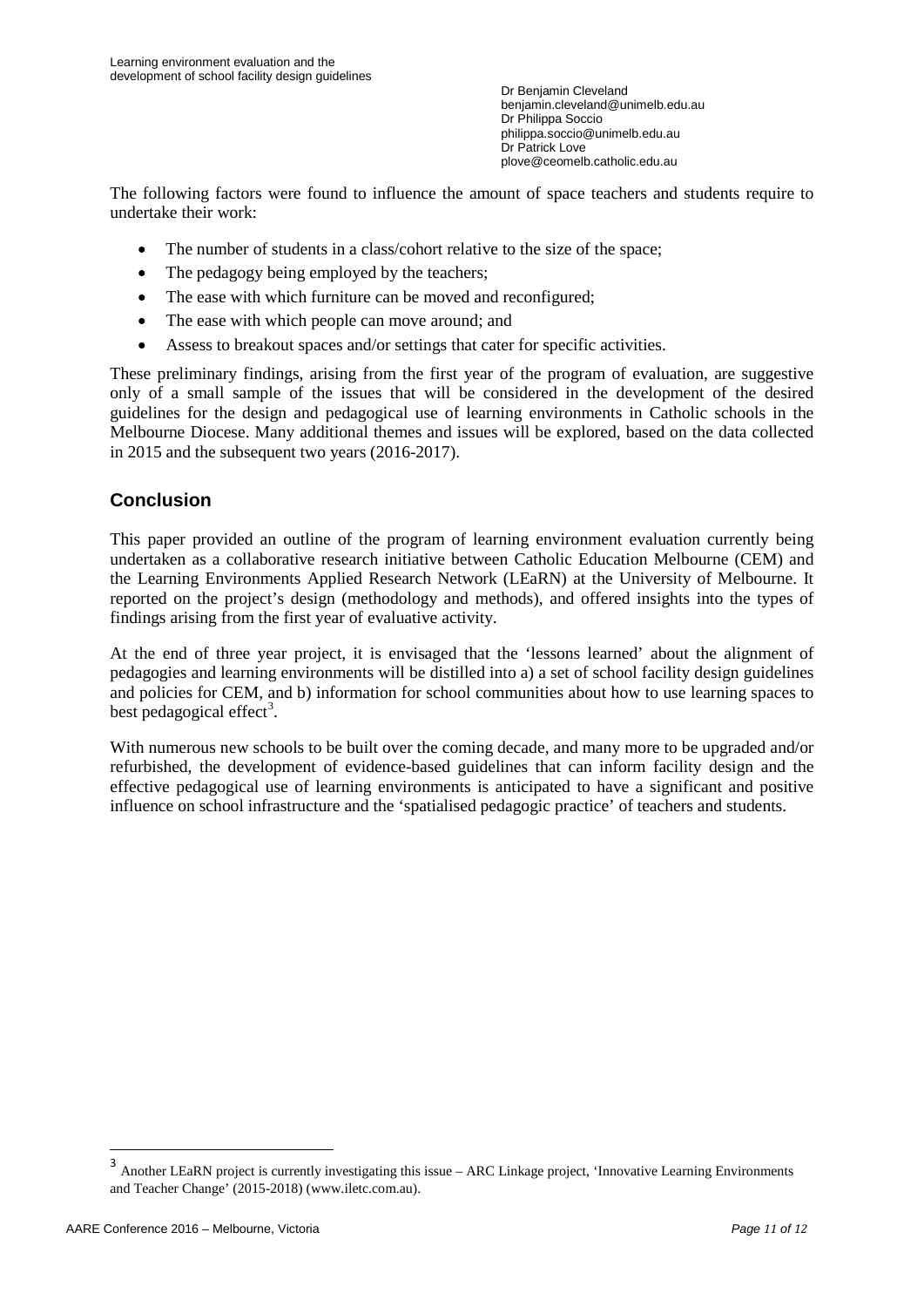The following factors were found to influence the amount of space teachers and students require to undertake their work:

- The number of students in a class/cohort relative to the size of the space;
- The pedagogy being employed by the teachers;
- The ease with which furniture can be moved and reconfigured;
- The ease with which people can move around; and
- Assess to breakout spaces and/or settings that cater for specific activities.

These preliminary findings, arising from the first year of the program of evaluation, are suggestive only of a small sample of the issues that will be considered in the development of the desired guidelines for the design and pedagogical use of learning environments in Catholic schools in the Melbourne Diocese. Many additional themes and issues will be explored, based on the data collected in 2015 and the subsequent two years (2016-2017).

## Conclusion

This paper provided an outline of the program of learning environment evaluation currently being undertaken as a collaborative research initiative between Catholic Education Melbourne (CEM) and the Learning Environments Applied Research Network (LEaRN) at the University of Melbourne. It reported on the project's design (methodology and methods), and offered insights into the types of findings arising from the first year of evaluative activity.

At the end of three year project, it is envisaged that the 'lessons learned' about the alignment of pedagogies and learning environments will be distilled into a) a set of school facility design guidelines and policies for CEM, and b) information for school communities about how to use learning spaces to best pedagogical effect[3].

With numerous new schools to be built over the coming decade, and many more to be upgraded and/or refurbished, the development of evidence-based guidelines that can inform facility design and the effective pedagogical use of learning environments is anticipated to have a significant and positive influence on school infrastructure and the 'spatialised pedagogic practice' of teachers and students.

---

[3] Another LEaRN project is currently investigating this issue – ARC Linkage project, 'Innovative Learning Environments and Teacher Change' (2015-2018) (www.iletc.com.au).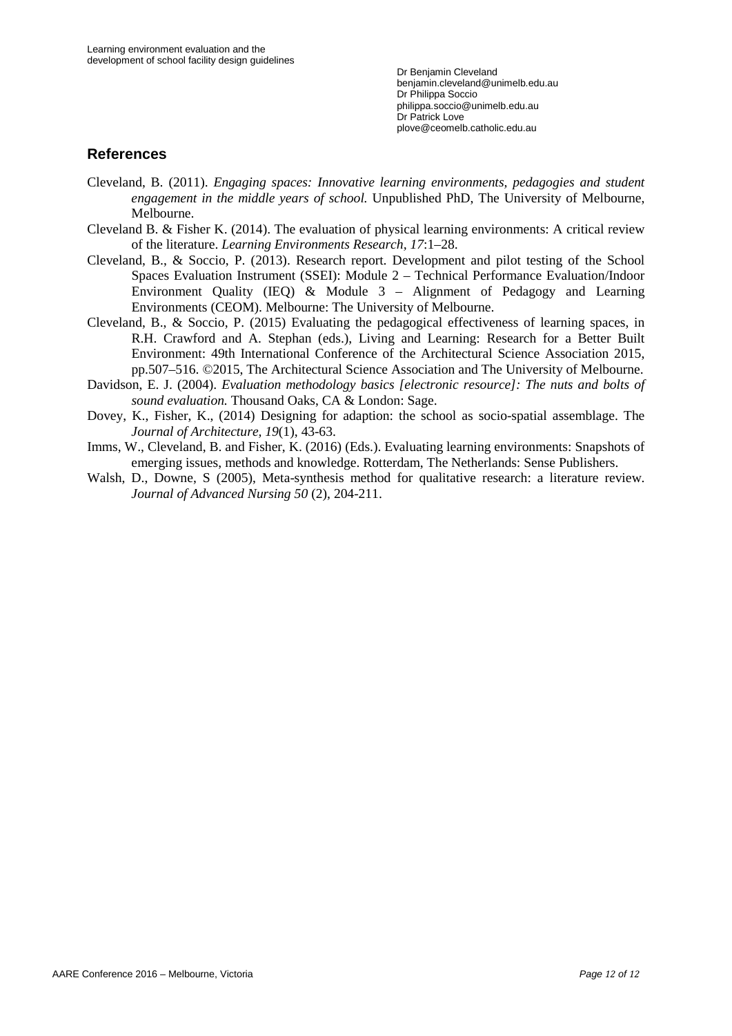Dr Benjamin Cleveland
benjamin.cleveland@unimelb.edu.au
Dr Philippa Soccio
philippa.soccio@unimelb.edu.au
Dr Patrick Love
plove@ceomelb.catholic.edu.au

## References

Cleveland, B. (2011). *Engaging spaces: Innovative learning environments, pedagogies and student engagement in the middle years of school.* Unpublished PhD, The University of Melbourne, Melbourne.

Cleveland B. & Fisher K. (2014). The evaluation of physical learning environments: A critical review of the literature. *Learning Environments Research*, *17*:1–28.

Cleveland, B., & Soccio, P. (2013). Research report. Development and pilot testing of the School Spaces Evaluation Instrument (SSEI): Module 2 – Technical Performance Evaluation/Indoor Environment Quality (IEQ) & Module 3 – Alignment of Pedagogy and Learning Environments (CEOM). Melbourne: The University of Melbourne.

Cleveland, B., & Soccio, P. (2015) Evaluating the pedagogical effectiveness of learning spaces, in R.H. Crawford and A. Stephan (eds.), Living and Learning: Research for a Better Built Environment: 49th International Conference of the Architectural Science Association 2015, pp.507–516. ©2015, The Architectural Science Association and The University of Melbourne.

Davidson, E. J. (2004). *Evaluation methodology basics [electronic resource]: The nuts and bolts of sound evaluation.* Thousand Oaks, CA & London: Sage.

Dovey, K., Fisher, K., (2014) Designing for adaption: the school as socio-spatial assemblage. The *Journal of Architecture, 19*(1), 43-63.

Imms, W., Cleveland, B. and Fisher, K. (2016) (Eds.). Evaluating learning environments: Snapshots of emerging issues, methods and knowledge. Rotterdam, The Netherlands: Sense Publishers.

Walsh, D., Downe, S (2005), Meta-synthesis method for qualitative research: a literature review. *Journal of Advanced Nursing 50* (2), 204-211.